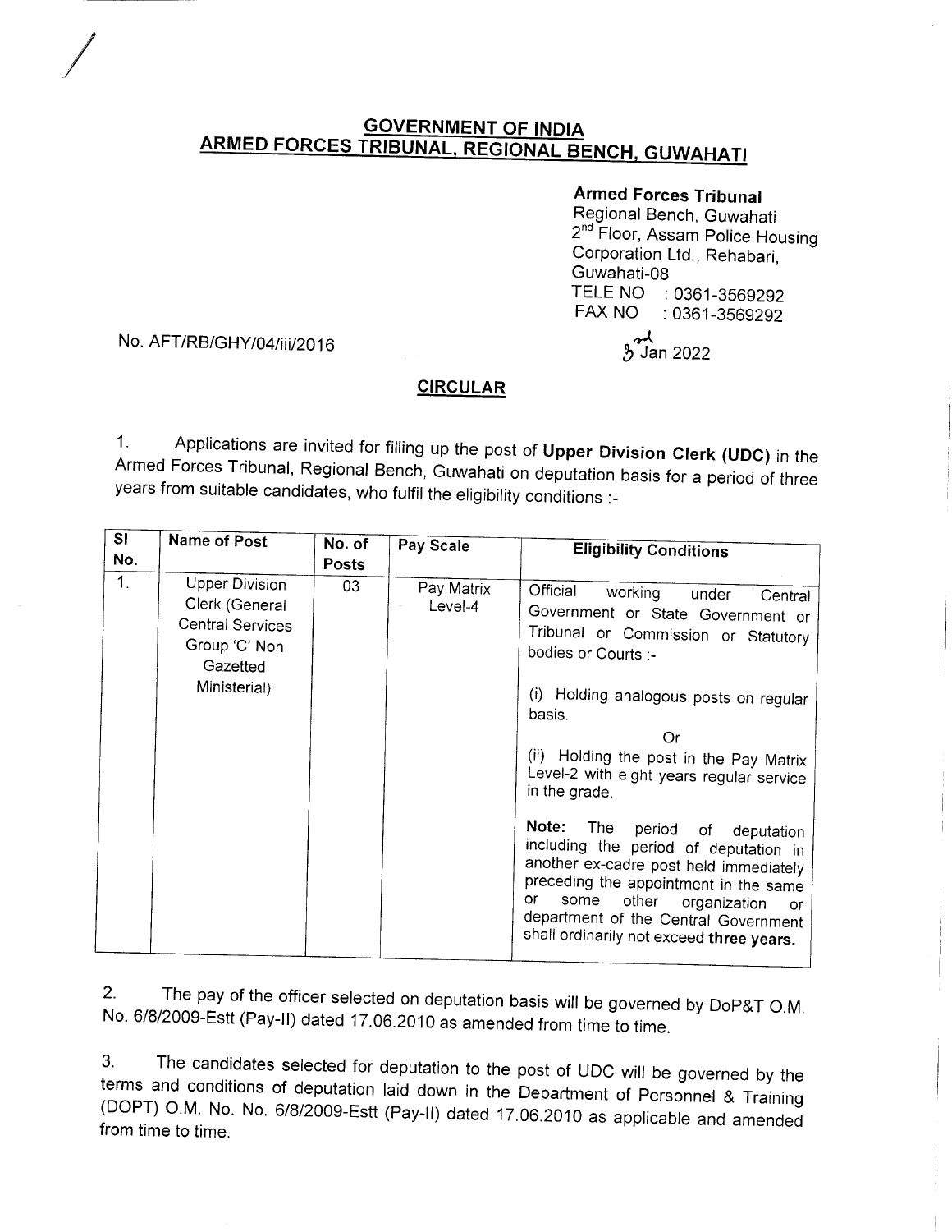# GOVERNMENT OF INDIA
## ARMED FORCES TRIBUNAL, REGIONAL BENCH, GUWAHATI

**Armed Forces Tribunal**
Regional Bench, Guwahati
2nd Floor, Assam Police Housing Corporation Ltd., Rehabari, Guwahati-08
TELE NO : 0361-3569292
FAX NO : 0361-3569292

No. AFT/RB/GHY/04/iii/2016

3rd Jan 2022

## CIRCULAR

1. Applications are invited for filling up the post of **Upper Division Clerk (UDC)** in the Armed Forces Tribunal, Regional Bench, Guwahati on deputation basis for a period of three years from suitable candidates, who fulfil the eligibility conditions :-

| Sl No. | Name of Post | No. of Posts | Pay Scale | Eligibility Conditions |
|---|---|---|---|---|
| 1. | Upper Division Clerk (General Central Services Group 'C' Non Gazetted Ministerial) | 03 | Pay Matrix Level-4 | Official working under Central Government or State Government or Tribunal or Commission or Statutory bodies or Courts :-<br><br>(i) Holding analogous posts on regular basis.<br>Or<br>(ii) Holding the post in the Pay Matrix Level-2 with eight years regular service in the grade.<br><br>**Note:** The period of deputation including the period of deputation in another ex-cadre post held immediately preceding the appointment in the same or some other organization or department of the Central Government shall ordinarily not exceed **three years.** |

2. The pay of the officer selected on deputation basis will be governed by DoP&T O.M. No. 6/8/2009-Estt (Pay-II) dated 17.06.2010 as amended from time to time.

3. The candidates selected for deputation to the post of UDC will be governed by the terms and conditions of deputation laid down in the Department of Personnel & Training (DOPT) O.M. No. No. 6/8/2009-Estt (Pay-II) dated 17.06.2010 as applicable and amended from time to time.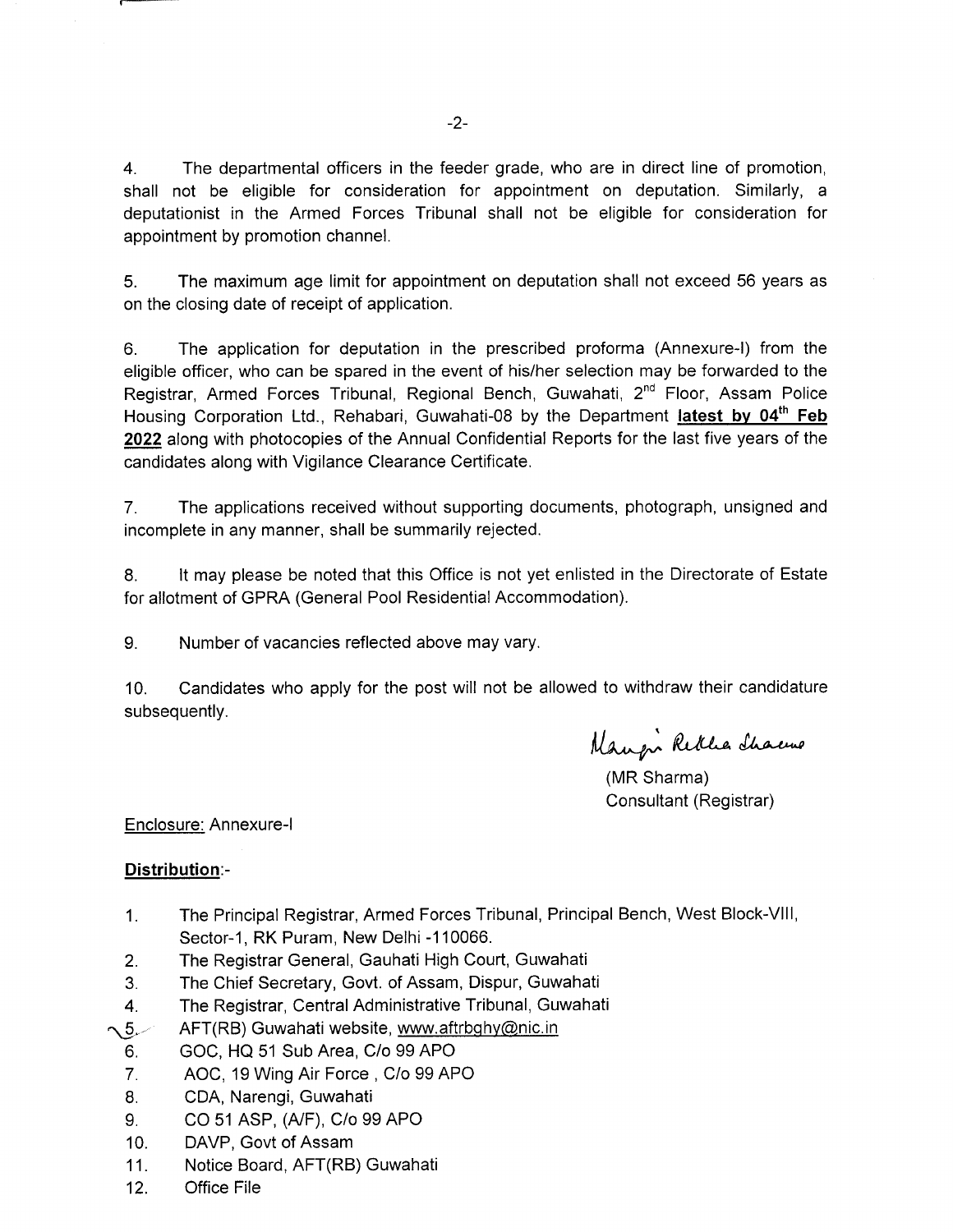4. The departmental officers in the feeder grade, who are in direct line of promotion, shall not be eligible for consideration for appointment on deputation. Similarly, a deputationist in the Armed Forces Tribunal shall not be eligible for consideration for appointment by promotion channel.

5. The maximum age limit for appointment on deputation shall not exceed 56 years as on the closing date of receipt of application.

6. The application for deputation in the prescribed proforma (Annexure-I) from the eligible officer, who can be spared in the event of his/her selection may be forwarded to the Registrar, Armed Forces Tribunal, Regional Bench, Guwahati, 2nd Floor, Assam Police Housing Corporation Ltd., Rehabari, Guwahati-08 by the Department **latest by 04th Feb 2022** along with photocopies of the Annual Confidential Reports for the last five years of the candidates along with Vigilance Clearance Certificate.

7. The applications received without supporting documents, photograph, unsigned and incomplete in any manner, shall be summarily rejected.

8. It may please be noted that this Office is not yet enlisted in the Directorate of Estate for allotment of GPRA (General Pool Residential Accommodation).

9. Number of vacancies reflected above may vary.

10. Candidates who apply for the post will not be allowed to withdraw their candidature subsequently.

Manju Rekha Sharma

(MR Sharma)
Consultant (Registrar)

Enclosure: Annexure-I

**Distribution**:-

1. The Principal Registrar, Armed Forces Tribunal, Principal Bench, West Block-VIII, Sector-1, RK Puram, New Delhi -110066.
2. The Registrar General, Gauhati High Court, Guwahati
3. The Chief Secretary, Govt. of Assam, Dispur, Guwahati
4. The Registrar, Central Administrative Tribunal, Guwahati
5. AFT(RB) Guwahati website, www.aftrbghy@nic.in
6. GOC, HQ 51 Sub Area, C/o 99 APO
7. AOC, 19 Wing Air Force , C/o 99 APO
8. CDA, Narengi, Guwahati
9. CO 51 ASP, (A/F), C/o 99 APO
10. DAVP, Govt of Assam
11. Notice Board, AFT(RB) Guwahati
12. Office File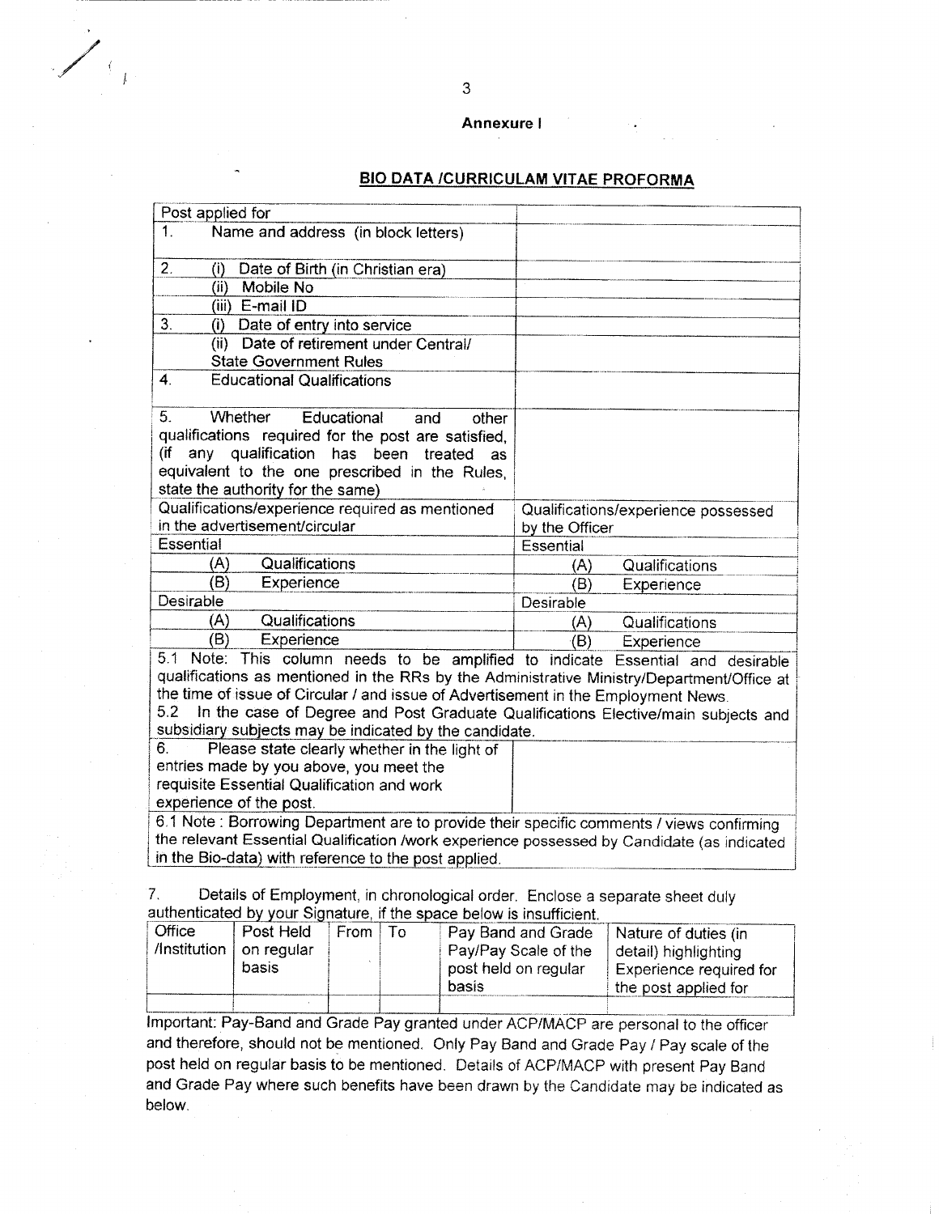**Annexure I**

## BIO DATA /CURRICULAM VITAE PROFORMA

| Post applied for | |
|---|---|
| 1. Name and address (in block letters) | |
| 2. (i) Date of Birth (in Christian era) | |
| (ii) Mobile No | |
| (iii) E-mail ID | |
| 3. (i) Date of entry into service | |
| (ii) Date of retirement under Central/ State Government Rules | |
| 4. Educational Qualifications | |
| 5. Whether Educational and other qualifications required for the post are satisfied, (if any qualification has been treated as equivalent to the one prescribed in the Rules, state the authority for the same) | |
| Qualifications/experience required as mentioned in the advertisement/circular | Qualifications/experience possessed by the Officer |
| Essential | Essential |
| (A) Qualifications | (A) Qualifications |
| (B) Experience | (B) Experience |
| Desirable | Desirable |
| (A) Qualifications | (A) Qualifications |
| (B) Experience | (B) Experience |
| 5.1 Note: This column needs to be amplified to indicate Essential and desirable qualifications as mentioned in the RRs by the Administrative Ministry/Department/Office at the time of issue of Circular / and issue of Advertisement in the Employment News. 5.2 In the case of Degree and Post Graduate Qualifications Elective/main subjects and subsidiary subjects may be indicated by the candidate. | |
| 6. Please state clearly whether in the light of entries made by you above, you meet the requisite Essential Qualification and work experience of the post. | |
| 6.1 Note : Borrowing Department are to provide their specific comments / views confirming the relevant Essential Qualification /work experience possessed by Candidate (as indicated in the Bio-data) with reference to the post applied. | |

7. Details of Employment, in chronological order. Enclose a separate sheet duly authenticated by your Signature, if the space below is insufficient.

| Office /Institution | Post Held on regular basis | From | To | Pay Band and Grade Pay/Pay Scale of the post held on regular basis | Nature of duties (in detail) highlighting Experience required for the post applied for |
|---|---|---|---|---|---|
| | | | | | |

Important: Pay-Band and Grade Pay granted under ACP/MACP are personal to the officer and therefore, should not be mentioned. Only Pay Band and Grade Pay / Pay scale of the post held on regular basis to be mentioned. Details of ACP/MACP with present Pay Band and Grade Pay where such benefits have been drawn by the Candidate may be indicated as below.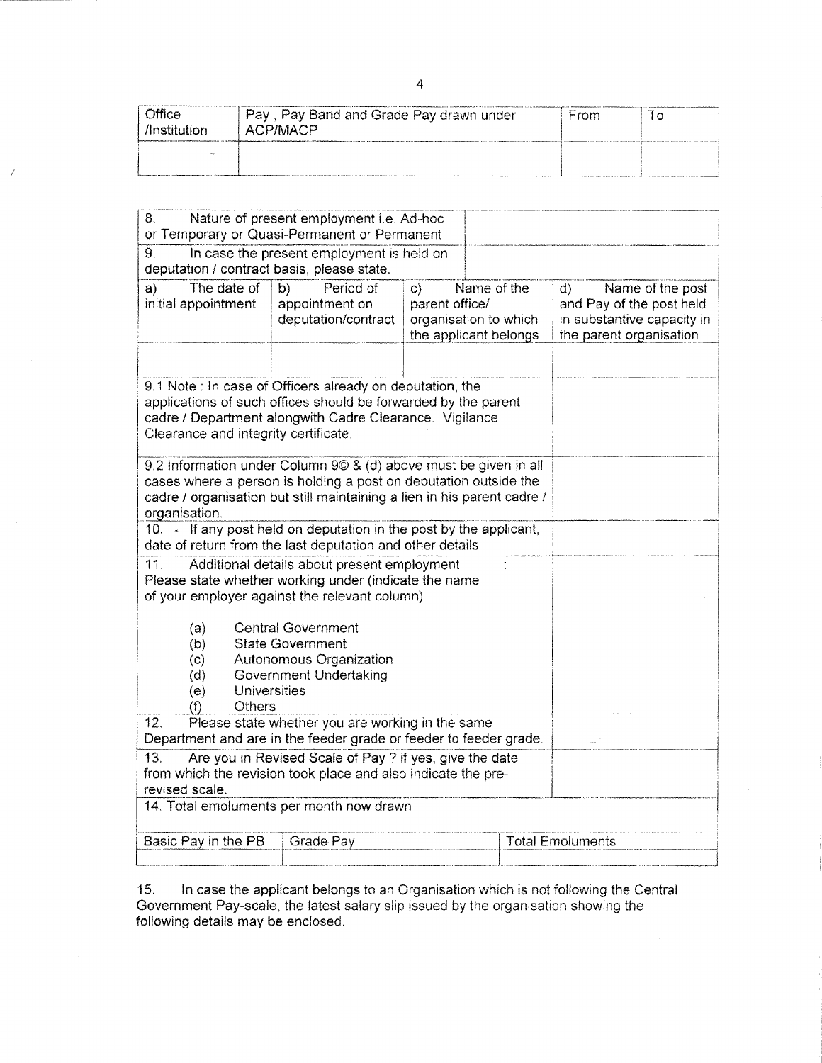| Office /Institution | Pay , Pay Band and Grade Pay drawn under ACP/MACP | From | To |
|---|---|---|---|
| | | | |

| 8. Nature of present employment i.e. Ad-hoc or Temporary or Quasi-Permanent or Permanent | | | |
|---|---|---|---|
| 9. In case the present employment is held on deputation / contract basis, please state. | | | |
| a) The date of initial appointment | b) Period of appointment on deputation/contract | c) Name of the parent office/ organisation to which the applicant belongs | d) Name of the post and Pay of the post held in substantive capacity in the parent organisation |
| | | | |
| 9.1 Note : In case of Officers already on deputation, the applications of such offices should be forwarded by the parent cadre / Department alongwith Cadre Clearance. Vigilance Clearance and integrity certificate. | | | |
| 9.2 Information under Column 9© & (d) above must be given in all cases where a person is holding a post on deputation outside the cadre / organisation but still maintaining a lien in his parent cadre / organisation. | | | |
| 10. - If any post held on deputation in the post by the applicant, date of return from the last deputation and other details | | | |
| 11. Additional details about present employment : Please state whether working under (indicate the name of your employer against the relevant column)<br><br>(a) Central Government<br>(b) State Government<br>(c) Autonomous Organization<br>(d) Government Undertaking<br>(e) Universities<br>(f) Others | | | |
| 12. Please state whether you are working in the same Department and are in the feeder grade or feeder to feeder grade. | | | |
| 13. Are you in Revised Scale of Pay ? if yes, give the date from which the revision took place and also indicate the pre-revised scale. | | | |
| 14. Total emoluments per month now drawn | | | |

| Basic Pay in the PB | Grade Pay | Total Emoluments |
|---|---|---|
| | | |

15. In case the applicant belongs to an Organisation which is not following the Central Government Pay-scale, the latest salary slip issued by the organisation showing the following details may be enclosed.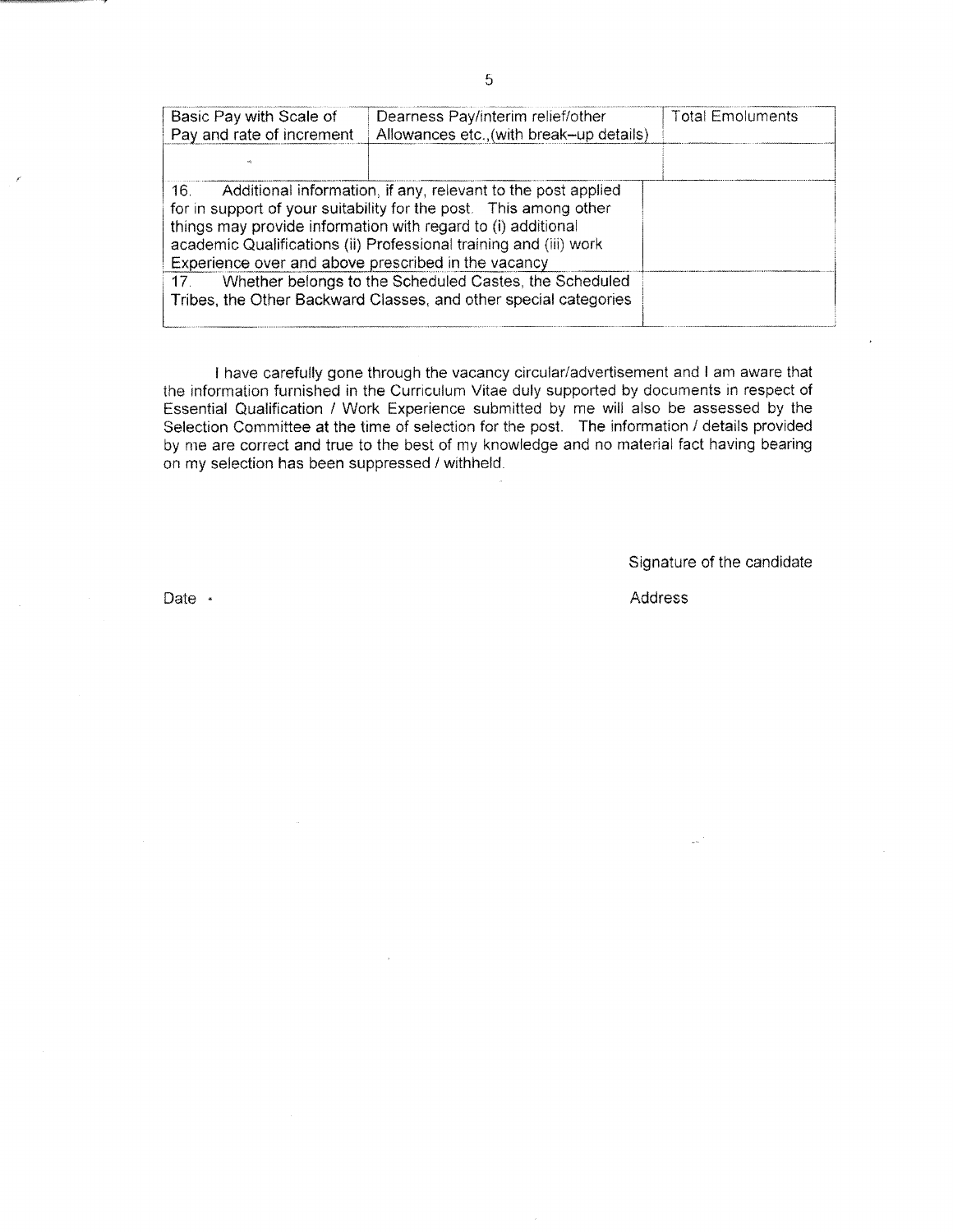| Basic Pay with Scale of Pay and rate of increment | Dearness Pay/interim relief/other Allowances etc.,(with break–up details) | Total Emoluments |
|---|---|---|
| | | |

| | |
|---|---|
| 16. Additional information, if any, relevant to the post applied for in support of your suitability for the post. This among other things may provide information with regard to (i) additional academic Qualifications (ii) Professional training and (iii) work Experience over and above prescribed in the vacancy | |
| 17. Whether belongs to the Scheduled Castes, the Scheduled Tribes, the Other Backward Classes, and other special categories | |

I have carefully gone through the vacancy circular/advertisement and I am aware that the information furnished in the Curriculum Vitae duly supported by documents in respect of Essential Qualification / Work Experience submitted by me will also be assessed by the Selection Committee at the time of selection for the post. The information / details provided by me are correct and true to the best of my knowledge and no material fact having bearing on my selection has been suppressed / withheld.

Signature of the candidate

Date

Address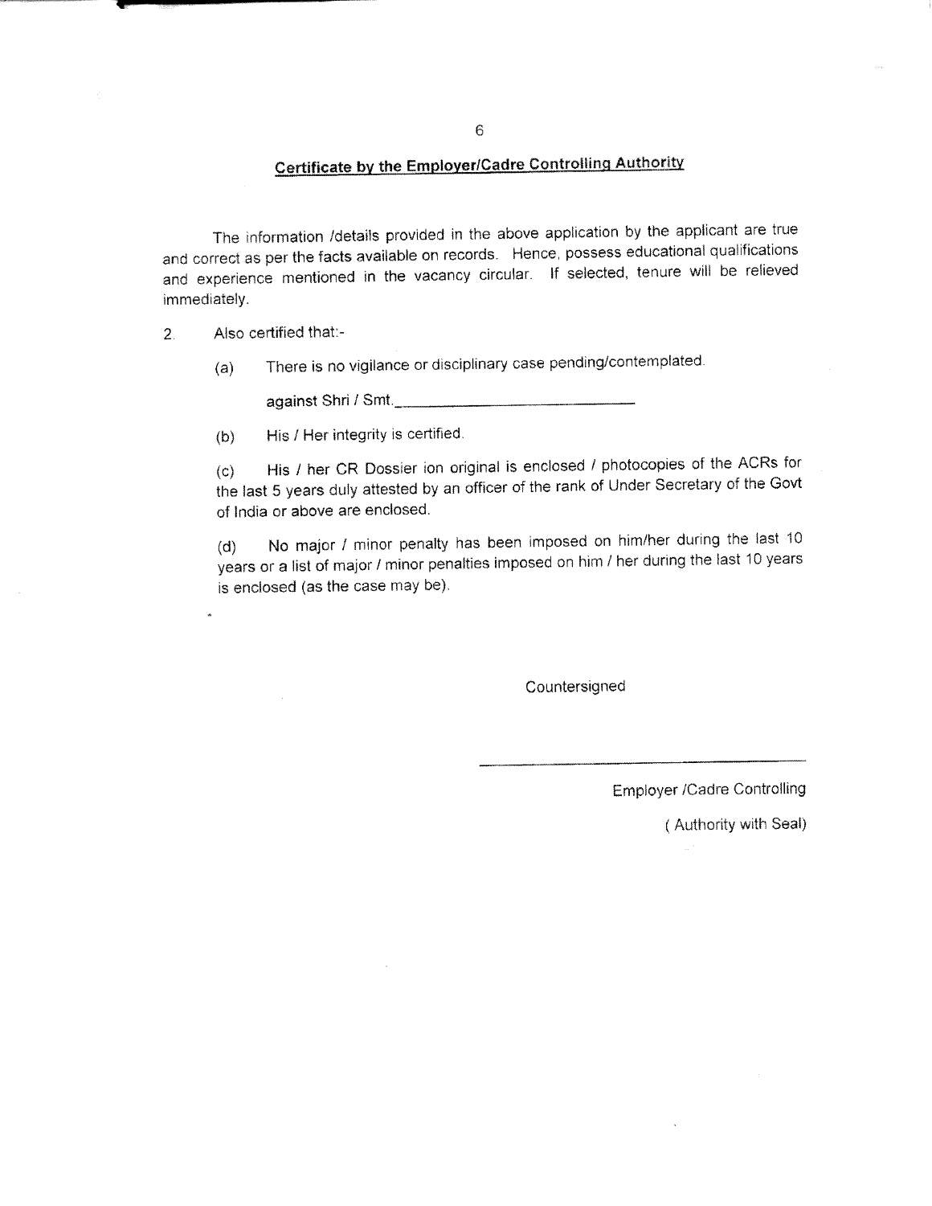## Certificate by the Employer/Cadre Controlling Authority

The information /details provided in the above application by the applicant are true and correct as per the facts available on records. Hence, possess educational qualifications and experience mentioned in the vacancy circular. If selected, tenure will be relieved immediately.

2. Also certified that:-

(a) There is no vigilance or disciplinary case pending/contemplated.

against Shri / Smt.______________________________

(b) His / Her integrity is certified.

(c) His / her CR Dossier ion original is enclosed / photocopies of the ACRs for the last 5 years duly attested by an officer of the rank of Under Secretary of the Govt of India or above are enclosed.

(d) No major / minor penalty has been imposed on him/her during the last 10 years or a list of major / minor penalties imposed on him / her during the last 10 years is enclosed (as the case may be).

Countersigned

______________________________

Employer /Cadre Controlling

( Authority with Seal)